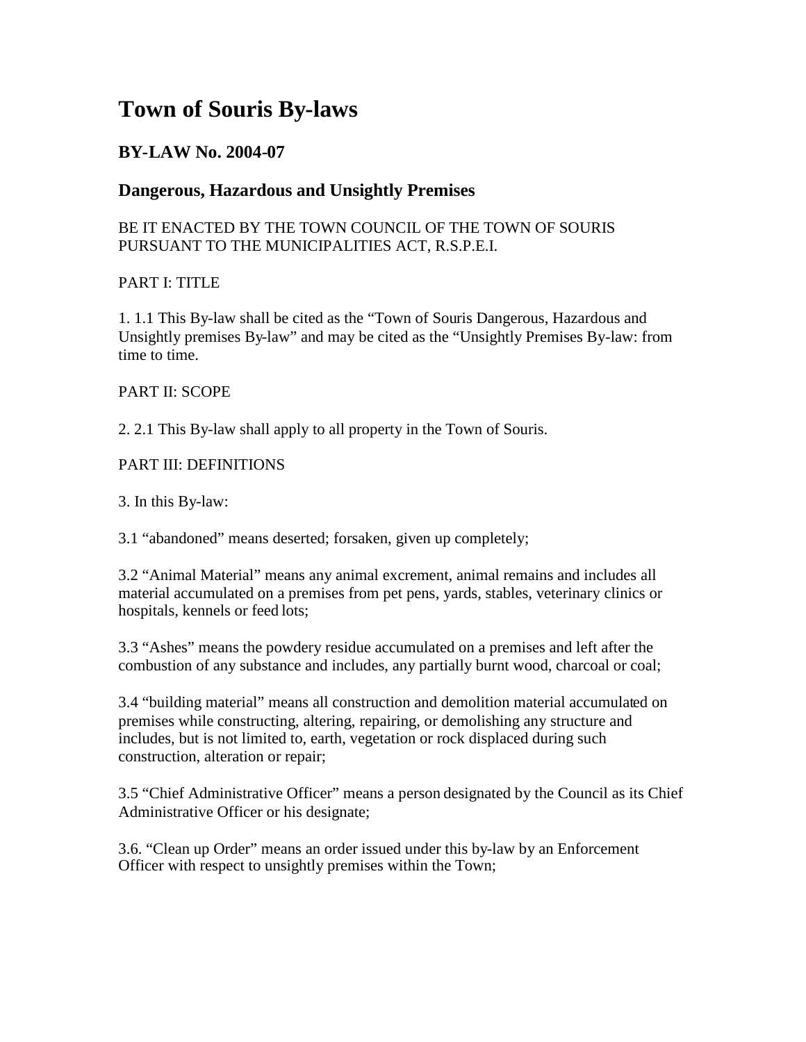# Town of Souris By-laws

## BY-LAW No. 2004-07

## Dangerous, Hazardous and Unsightly Premises

BE IT ENACTED BY THE TOWN COUNCIL OF THE TOWN OF SOURIS PURSUANT TO THE MUNICIPALITIES ACT, R.S.P.E.I.

PART I: TITLE

1. 1.1 This By-law shall be cited as the "Town of Souris Dangerous, Hazardous and Unsightly premises By-law" and may be cited as the "Unsightly Premises By-law: from time to time.

PART II: SCOPE

2. 2.1 This By-law shall apply to all property in the Town of Souris.

PART III: DEFINITIONS

3. In this By-law:

3.1 "abandoned" means deserted; forsaken, given up completely;

3.2 "Animal Material" means any animal excrement, animal remains and includes all material accumulated on a premises from pet pens, yards, stables, veterinary clinics or hospitals, kennels or feed lots;

3.3 "Ashes" means the powdery residue accumulated on a premises and left after the combustion of any substance and includes, any partially burnt wood, charcoal or coal;

3.4 "building material" means all construction and demolition material accumulated on premises while constructing, altering, repairing, or demolishing any structure and includes, but is not limited to, earth, vegetation or rock displaced during such construction, alteration or repair;

3.5 "Chief Administrative Officer" means a person designated by the Council as its Chief Administrative Officer or his designate;

3.6. "Clean up Order" means an order issued under this by-law by an Enforcement Officer with respect to unsightly premises within the Town;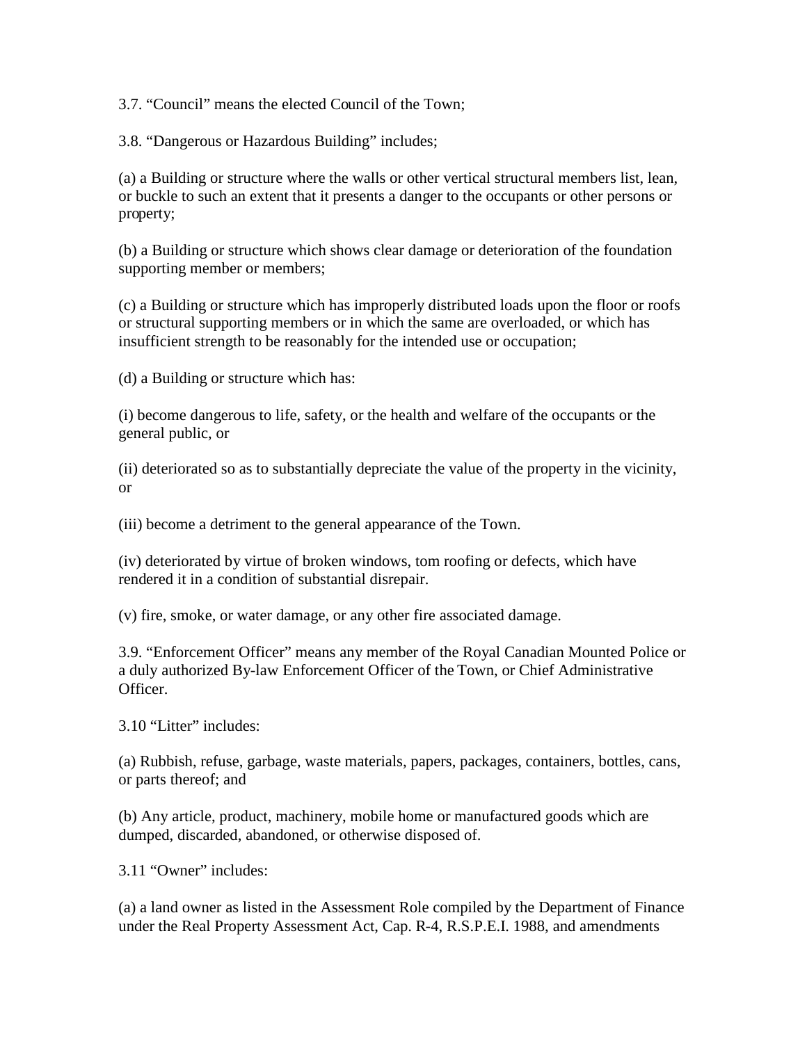3.7. "Council" means the elected Council of the Town;

3.8. "Dangerous or Hazardous Building" includes;

(a) a Building or structure where the walls or other vertical structural members list, lean, or buckle to such an extent that it presents a danger to the occupants or other persons or property;

(b) a Building or structure which shows clear damage or deterioration of the foundation supporting member or members;

(c) a Building or structure which has improperly distributed loads upon the floor or roofs or structural supporting members or in which the same are overloaded, or which has insufficient strength to be reasonably for the intended use or occupation;

(d) a Building or structure which has:

(i) become dangerous to life, safety, or the health and welfare of the occupants or the general public, or

(ii) deteriorated so as to substantially depreciate the value of the property in the vicinity, or

(iii) become a detriment to the general appearance of the Town.

(iv) deteriorated by virtue of broken windows, tom roofing or defects, which have rendered it in a condition of substantial disrepair.

(v) fire, smoke, or water damage, or any other fire associated damage.

3.9. "Enforcement Officer" means any member of the Royal Canadian Mounted Police or a duly authorized By-law Enforcement Officer of the Town, or Chief Administrative Officer.

3.10 "Litter" includes:

(a) Rubbish, refuse, garbage, waste materials, papers, packages, containers, bottles, cans, or parts thereof; and

(b) Any article, product, machinery, mobile home or manufactured goods which are dumped, discarded, abandoned, or otherwise disposed of.

3.11 "Owner" includes:

(a) a land owner as listed in the Assessment Role compiled by the Department of Finance under the Real Property Assessment Act, Cap. R-4, R.S.P.E.I. 1988, and amendments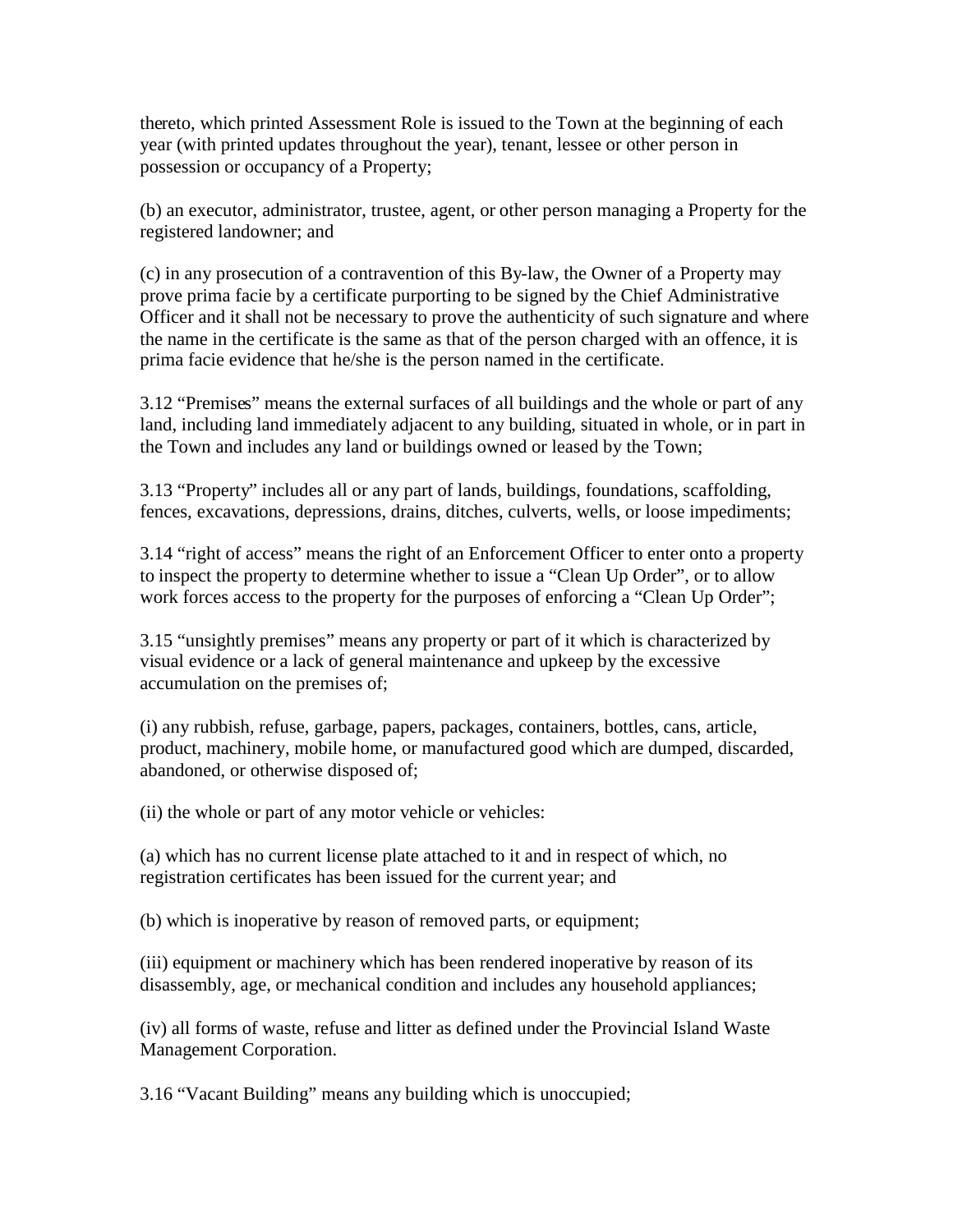thereto, which printed Assessment Role is issued to the Town at the beginning of each year (with printed updates throughout the year), tenant, lessee or other person in possession or occupancy of a Property;

(b) an executor, administrator, trustee, agent, or other person managing a Property for the registered landowner; and

(c) in any prosecution of a contravention of this By-law, the Owner of a Property may prove prima facie by a certificate purporting to be signed by the Chief Administrative Officer and it shall not be necessary to prove the authenticity of such signature and where the name in the certificate is the same as that of the person charged with an offence, it is prima facie evidence that he/she is the person named in the certificate.

3.12 "Premises" means the external surfaces of all buildings and the whole or part of any land, including land immediately adjacent to any building, situated in whole, or in part in the Town and includes any land or buildings owned or leased by the Town;

3.13 "Property" includes all or any part of lands, buildings, foundations, scaffolding, fences, excavations, depressions, drains, ditches, culverts, wells, or loose impediments;

3.14 "right of access" means the right of an Enforcement Officer to enter onto a property to inspect the property to determine whether to issue a "Clean Up Order", or to allow work forces access to the property for the purposes of enforcing a "Clean Up Order";

3.15 "unsightly premises" means any property or part of it which is characterized by visual evidence or a lack of general maintenance and upkeep by the excessive accumulation on the premises of;

(i) any rubbish, refuse, garbage, papers, packages, containers, bottles, cans, article, product, machinery, mobile home, or manufactured good which are dumped, discarded, abandoned, or otherwise disposed of;

(ii) the whole or part of any motor vehicle or vehicles:

(a) which has no current license plate attached to it and in respect of which, no registration certificates has been issued for the current year; and

(b) which is inoperative by reason of removed parts, or equipment;

(iii) equipment or machinery which has been rendered inoperative by reason of its disassembly, age, or mechanical condition and includes any household appliances;

(iv) all forms of waste, refuse and litter as defined under the Provincial Island Waste Management Corporation.

3.16 "Vacant Building" means any building which is unoccupied;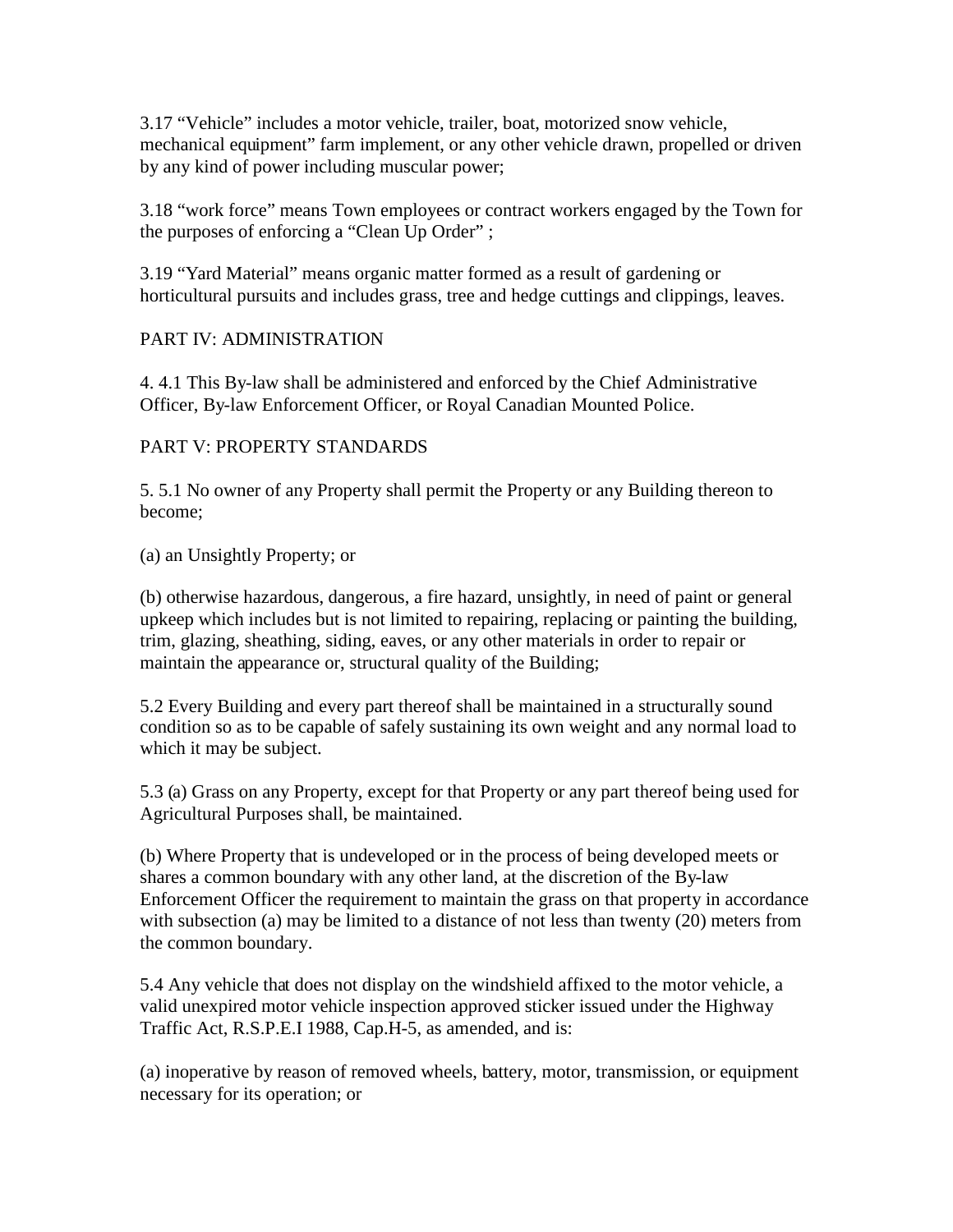3.17 “Vehicle” includes a motor vehicle, trailer, boat, motorized snow vehicle, mechanical equipment” farm implement, or any other vehicle drawn, propelled or driven by any kind of power including muscular power;

3.18 “work force” means Town employees or contract workers engaged by the Town for the purposes of enforcing a “Clean Up Order” ;

3.19 “Yard Material” means organic matter formed as a result of gardening or horticultural pursuits and includes grass, tree and hedge cuttings and clippings, leaves.

## PART IV: ADMINISTRATION

4. 4.1 This By-law shall be administered and enforced by the Chief Administrative Officer, By-law Enforcement Officer, or Royal Canadian Mounted Police.

## PART V: PROPERTY STANDARDS

5. 5.1 No owner of any Property shall permit the Property or any Building thereon to become;

(a) an Unsightly Property; or

(b) otherwise hazardous, dangerous, a fire hazard, unsightly, in need of paint or general upkeep which includes but is not limited to repairing, replacing or painting the building, trim, glazing, sheathing, siding, eaves, or any other materials in order to repair or maintain the appearance or, structural quality of the Building;

5.2 Every Building and every part thereof shall be maintained in a structurally sound condition so as to be capable of safely sustaining its own weight and any normal load to which it may be subject.

5.3 (a) Grass on any Property, except for that Property or any part thereof being used for Agricultural Purposes shall, be maintained.

(b) Where Property that is undeveloped or in the process of being developed meets or shares a common boundary with any other land, at the discretion of the By-law Enforcement Officer the requirement to maintain the grass on that property in accordance with subsection (a) may be limited to a distance of not less than twenty (20) meters from the common boundary.

5.4 Any vehicle that does not display on the windshield affixed to the motor vehicle, a valid unexpired motor vehicle inspection approved sticker issued under the Highway Traffic Act, R.S.P.E.I 1988, Cap.H-5, as amended, and is:

(a) inoperative by reason of removed wheels, battery, motor, transmission, or equipment necessary for its operation; or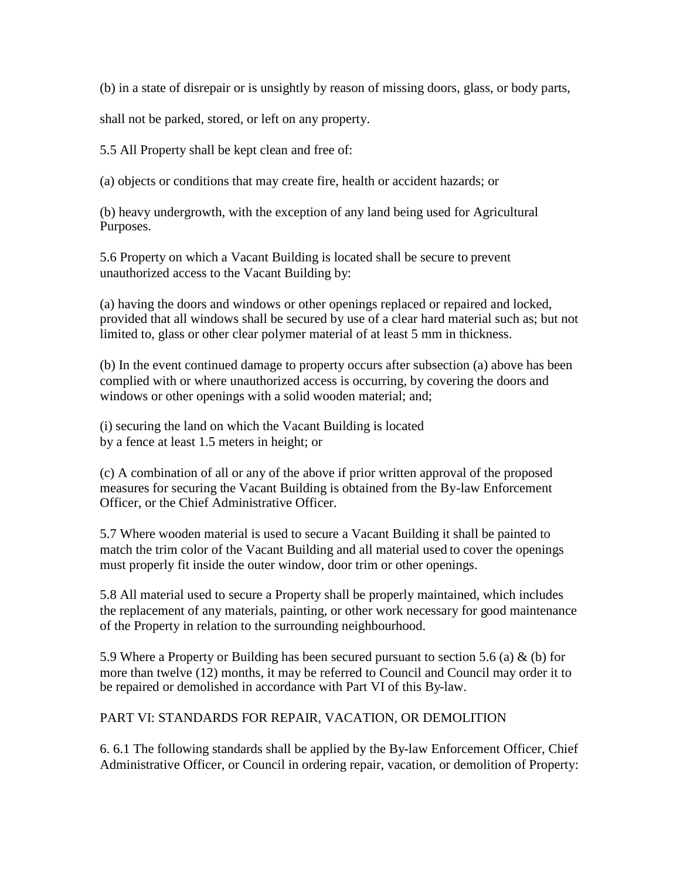(b) in a state of disrepair or is unsightly by reason of missing doors, glass, or body parts,

shall not be parked, stored, or left on any property.

5.5 All Property shall be kept clean and free of:

(a) objects or conditions that may create fire, health or accident hazards; or

(b) heavy undergrowth, with the exception of any land being used for Agricultural Purposes.

5.6 Property on which a Vacant Building is located shall be secure to prevent unauthorized access to the Vacant Building by:

(a) having the doors and windows or other openings replaced or repaired and locked, provided that all windows shall be secured by use of a clear hard material such as; but not limited to, glass or other clear polymer material of at least 5 mm in thickness.

(b) In the event continued damage to property occurs after subsection (a) above has been complied with or where unauthorized access is occurring, by covering the doors and windows or other openings with a solid wooden material; and;

(i) securing the land on which the Vacant Building is located by a fence at least 1.5 meters in height; or

(c) A combination of all or any of the above if prior written approval of the proposed measures for securing the Vacant Building is obtained from the By-law Enforcement Officer, or the Chief Administrative Officer.

5.7 Where wooden material is used to secure a Vacant Building it shall be painted to match the trim color of the Vacant Building and all material used to cover the openings must properly fit inside the outer window, door trim or other openings.

5.8 All material used to secure a Property shall be properly maintained, which includes the replacement of any materials, painting, or other work necessary for good maintenance of the Property in relation to the surrounding neighbourhood.

5.9 Where a Property or Building has been secured pursuant to section 5.6 (a) & (b) for more than twelve (12) months, it may be referred to Council and Council may order it to be repaired or demolished in accordance with Part VI of this By-law.

## PART VI: STANDARDS FOR REPAIR, VACATION, OR DEMOLITION

6. 6.1 The following standards shall be applied by the By-law Enforcement Officer, Chief Administrative Officer, or Council in ordering repair, vacation, or demolition of Property: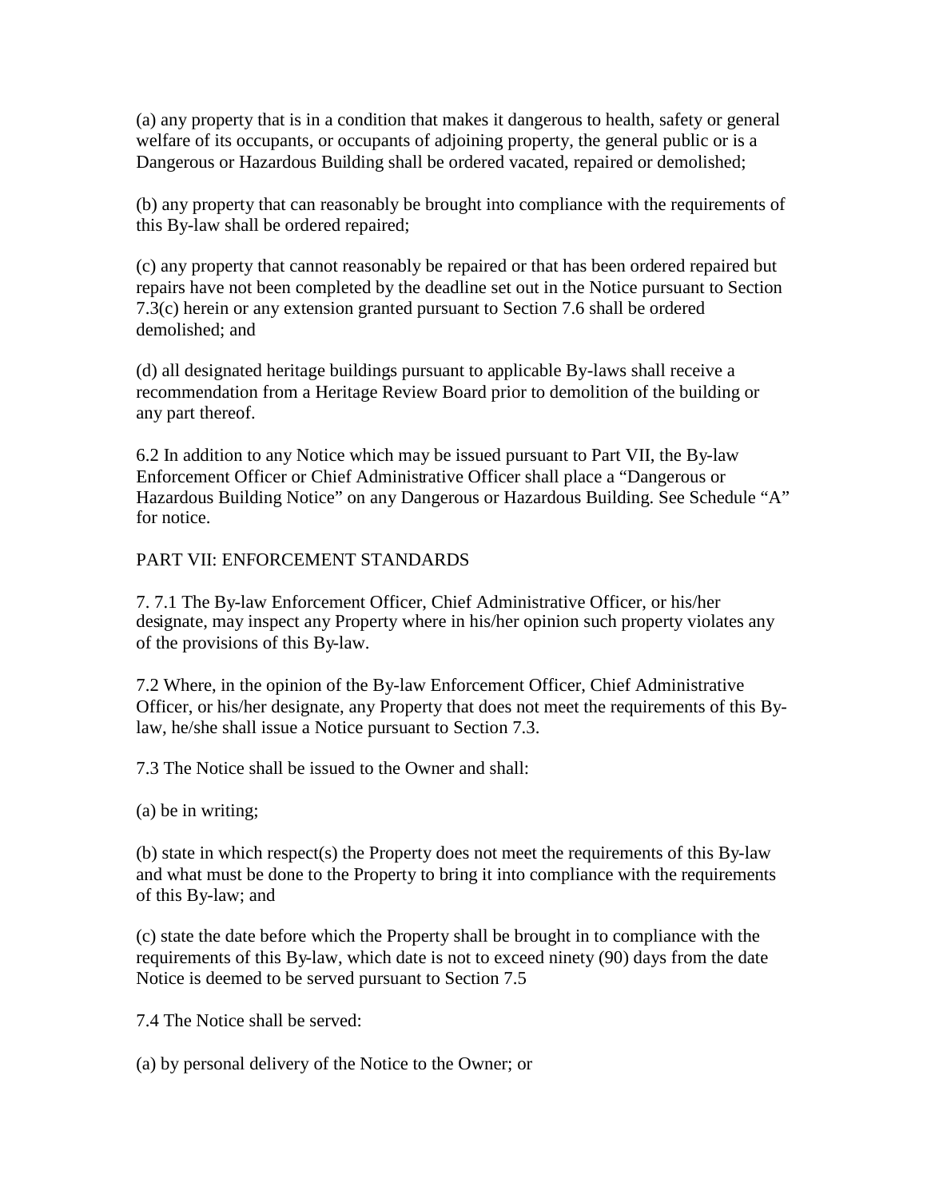(a) any property that is in a condition that makes it dangerous to health, safety or general welfare of its occupants, or occupants of adjoining property, the general public or is a Dangerous or Hazardous Building shall be ordered vacated, repaired or demolished;

(b) any property that can reasonably be brought into compliance with the requirements of this By-law shall be ordered repaired;

(c) any property that cannot reasonably be repaired or that has been ordered repaired but repairs have not been completed by the deadline set out in the Notice pursuant to Section 7.3(c) herein or any extension granted pursuant to Section 7.6 shall be ordered demolished; and

(d) all designated heritage buildings pursuant to applicable By-laws shall receive a recommendation from a Heritage Review Board prior to demolition of the building or any part thereof.

6.2 In addition to any Notice which may be issued pursuant to Part VII, the By-law Enforcement Officer or Chief Administrative Officer shall place a "Dangerous or Hazardous Building Notice" on any Dangerous or Hazardous Building. See Schedule "A" for notice.

## PART VII: ENFORCEMENT STANDARDS

7. 7.1 The By-law Enforcement Officer, Chief Administrative Officer, or his/her designate, may inspect any Property where in his/her opinion such property violates any of the provisions of this By-law.

7.2 Where, in the opinion of the By-law Enforcement Officer, Chief Administrative Officer, or his/her designate, any Property that does not meet the requirements of this By-law, he/she shall issue a Notice pursuant to Section 7.3.

7.3 The Notice shall be issued to the Owner and shall:

(a) be in writing;

(b) state in which respect(s) the Property does not meet the requirements of this By-law and what must be done to the Property to bring it into compliance with the requirements of this By-law; and

(c) state the date before which the Property shall be brought in to compliance with the requirements of this By-law, which date is not to exceed ninety (90) days from the date Notice is deemed to be served pursuant to Section 7.5

7.4 The Notice shall be served:

(a) by personal delivery of the Notice to the Owner; or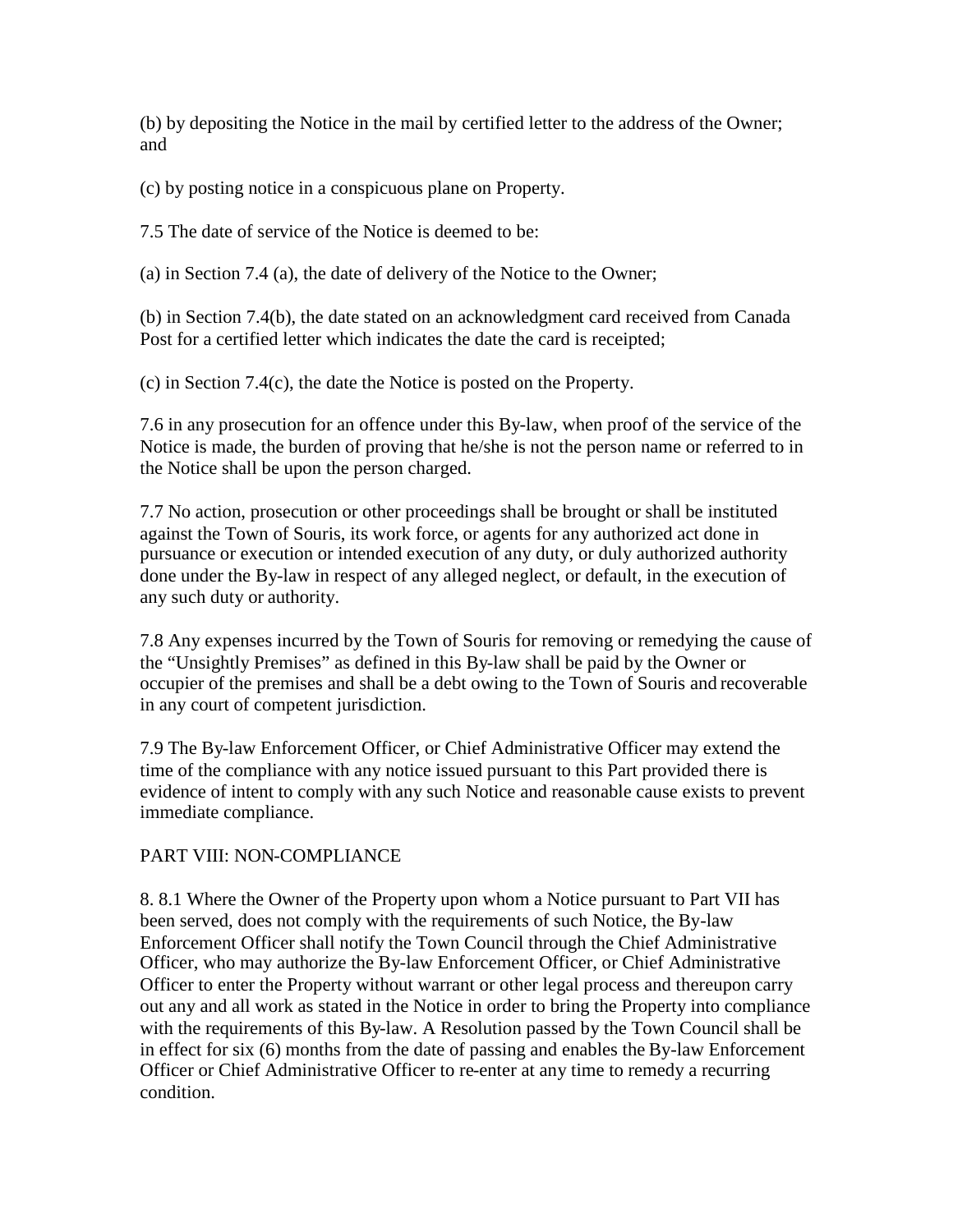(b) by depositing the Notice in the mail by certified letter to the address of the Owner; and

(c) by posting notice in a conspicuous plane on Property.

7.5 The date of service of the Notice is deemed to be:

(a) in Section 7.4 (a), the date of delivery of the Notice to the Owner;

(b) in Section 7.4(b), the date stated on an acknowledgment card received from Canada Post for a certified letter which indicates the date the card is receipted;

(c) in Section 7.4(c), the date the Notice is posted on the Property.

7.6 in any prosecution for an offence under this By-law, when proof of the service of the Notice is made, the burden of proving that he/she is not the person name or referred to in the Notice shall be upon the person charged.

7.7 No action, prosecution or other proceedings shall be brought or shall be instituted against the Town of Souris, its work force, or agents for any authorized act done in pursuance or execution or intended execution of any duty, or duly authorized authority done under the By-law in respect of any alleged neglect, or default, in the execution of any such duty or authority.

7.8 Any expenses incurred by the Town of Souris for removing or remedying the cause of the "Unsightly Premises" as defined in this By-law shall be paid by the Owner or occupier of the premises and shall be a debt owing to the Town of Souris and recoverable in any court of competent jurisdiction.

7.9 The By-law Enforcement Officer, or Chief Administrative Officer may extend the time of the compliance with any notice issued pursuant to this Part provided there is evidence of intent to comply with any such Notice and reasonable cause exists to prevent immediate compliance.

## PART VIII: NON-COMPLIANCE

8. 8.1 Where the Owner of the Property upon whom a Notice pursuant to Part VII has been served, does not comply with the requirements of such Notice, the By-law Enforcement Officer shall notify the Town Council through the Chief Administrative Officer, who may authorize the By-law Enforcement Officer, or Chief Administrative Officer to enter the Property without warrant or other legal process and thereupon carry out any and all work as stated in the Notice in order to bring the Property into compliance with the requirements of this By-law. A Resolution passed by the Town Council shall be in effect for six (6) months from the date of passing and enables the By-law Enforcement Officer or Chief Administrative Officer to re-enter at any time to remedy a recurring condition.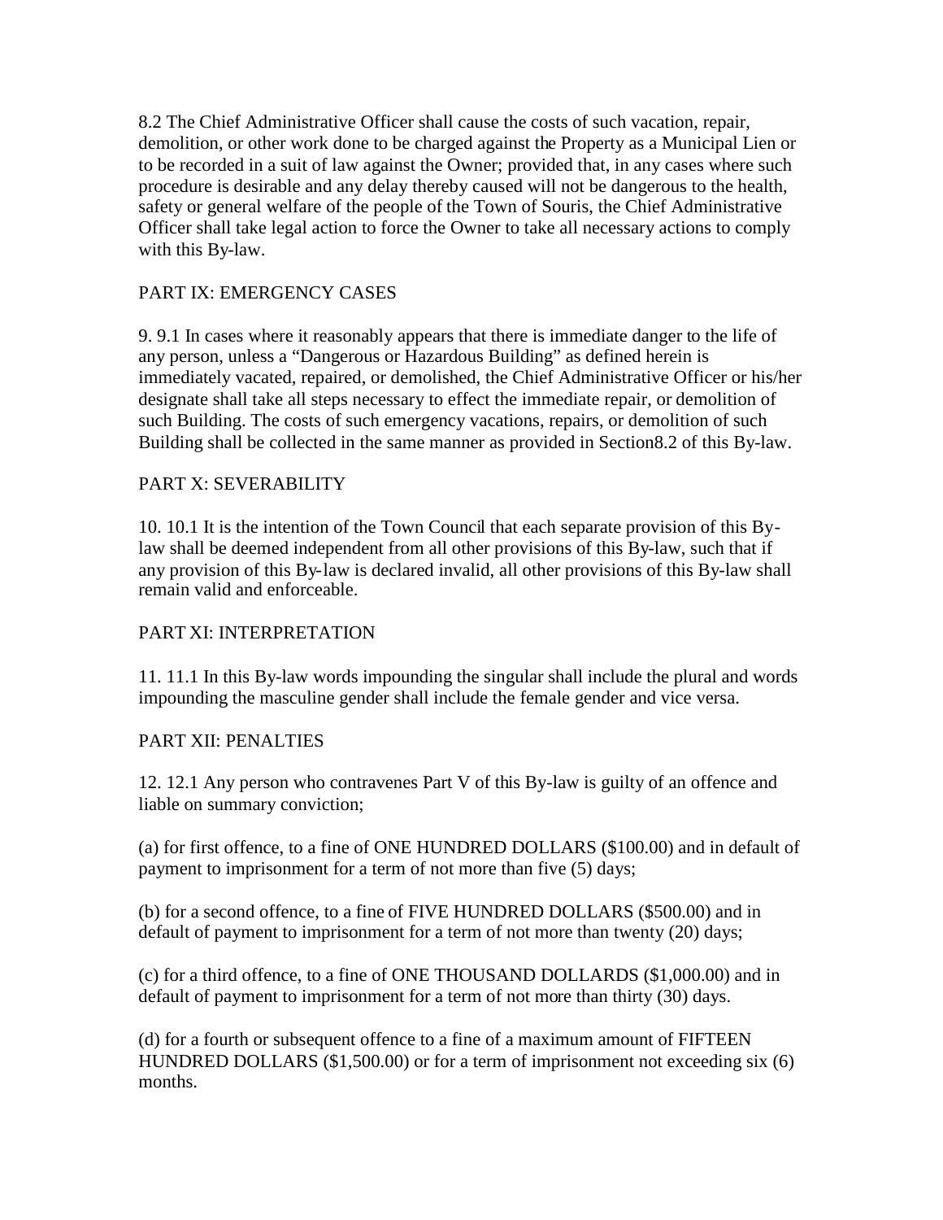8.2 The Chief Administrative Officer shall cause the costs of such vacation, repair, demolition, or other work done to be charged against the Property as a Municipal Lien or to be recorded in a suit of law against the Owner; provided that, in any cases where such procedure is desirable and any delay thereby caused will not be dangerous to the health, safety or general welfare of the people of the Town of Souris, the Chief Administrative Officer shall take legal action to force the Owner to take all necessary actions to comply with this By-law.

PART IX: EMERGENCY CASES

9. 9.1 In cases where it reasonably appears that there is immediate danger to the life of any person, unless a "Dangerous or Hazardous Building" as defined herein is immediately vacated, repaired, or demolished, the Chief Administrative Officer or his/her designate shall take all steps necessary to effect the immediate repair, or demolition of such Building. The costs of such emergency vacations, repairs, or demolition of such Building shall be collected in the same manner as provided in Section8.2 of this By-law.

PART X: SEVERABILITY

10. 10.1 It is the intention of the Town Council that each separate provision of this By-law shall be deemed independent from all other provisions of this By-law, such that if any provision of this By-law is declared invalid, all other provisions of this By-law shall remain valid and enforceable.

PART XI: INTERPRETATION

11. 11.1 In this By-law words impounding the singular shall include the plural and words impounding the masculine gender shall include the female gender and vice versa.

PART XII: PENALTIES

12. 12.1 Any person who contravenes Part V of this By-law is guilty of an offence and liable on summary conviction;

(a) for first offence, to a fine of ONE HUNDRED DOLLARS ($100.00) and in default of payment to imprisonment for a term of not more than five (5) days;

(b) for a second offence, to a fine of FIVE HUNDRED DOLLARS ($500.00) and in default of payment to imprisonment for a term of not more than twenty (20) days;

(c) for a third offence, to a fine of ONE THOUSAND DOLLARDS ($1,000.00) and in default of payment to imprisonment for a term of not more than thirty (30) days.

(d) for a fourth or subsequent offence to a fine of a maximum amount of FIFTEEN HUNDRED DOLLARS ($1,500.00) or for a term of imprisonment not exceeding six (6) months.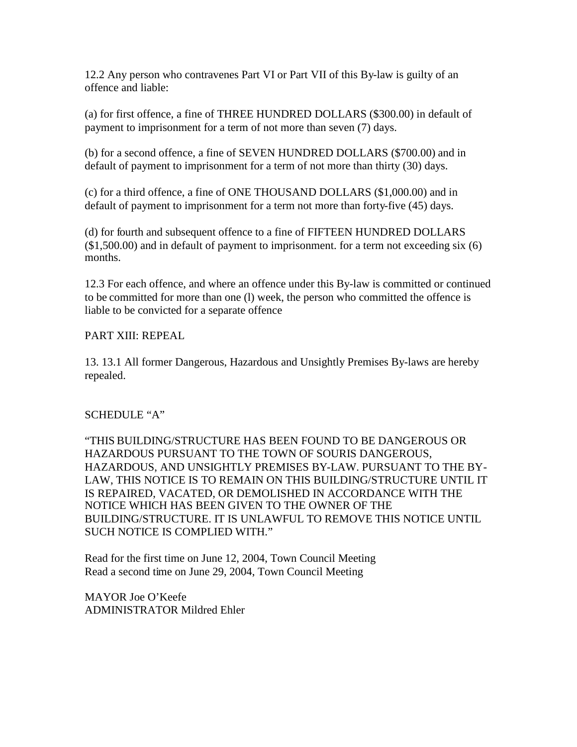12.2 Any person who contravenes Part VI or Part VII of this By-law is guilty of an offence and liable:

(a) for first offence, a fine of THREE HUNDRED DOLLARS ($300.00) in default of payment to imprisonment for a term of not more than seven (7) days.

(b) for a second offence, a fine of SEVEN HUNDRED DOLLARS ($700.00) and in default of payment to imprisonment for a term of not more than thirty (30) days.

(c) for a third offence, a fine of ONE THOUSAND DOLLARS ($1,000.00) and in default of payment to imprisonment for a term not more than forty-five (45) days.

(d) for fourth and subsequent offence to a fine of FIFTEEN HUNDRED DOLLARS ($1,500.00) and in default of payment to imprisonment. for a term not exceeding six (6) months.

12.3 For each offence, and where an offence under this By-law is committed or continued to be committed for more than one (l) week, the person who committed the offence is liable to be convicted for a separate offence

PART XIII: REPEAL

13. 13.1 All former Dangerous, Hazardous and Unsightly Premises By-laws are hereby repealed.

SCHEDULE "A"

"THIS BUILDING/STRUCTURE HAS BEEN FOUND TO BE DANGEROUS OR HAZARDOUS PURSUANT TO THE TOWN OF SOURIS DANGEROUS, HAZARDOUS, AND UNSIGHTLY PREMISES BY-LAW. PURSUANT TO THE BY-LAW, THIS NOTICE IS TO REMAIN ON THIS BUILDING/STRUCTURE UNTIL IT IS REPAIRED, VACATED, OR DEMOLISHED IN ACCORDANCE WITH THE NOTICE WHICH HAS BEEN GIVEN TO THE OWNER OF THE BUILDING/STRUCTURE. IT IS UNLAWFUL TO REMOVE THIS NOTICE UNTIL SUCH NOTICE IS COMPLIED WITH."

Read for the first time on June 12, 2004, Town Council Meeting
Read a second time on June 29, 2004, Town Council Meeting

MAYOR Joe O'Keefe
ADMINISTRATOR Mildred Ehler